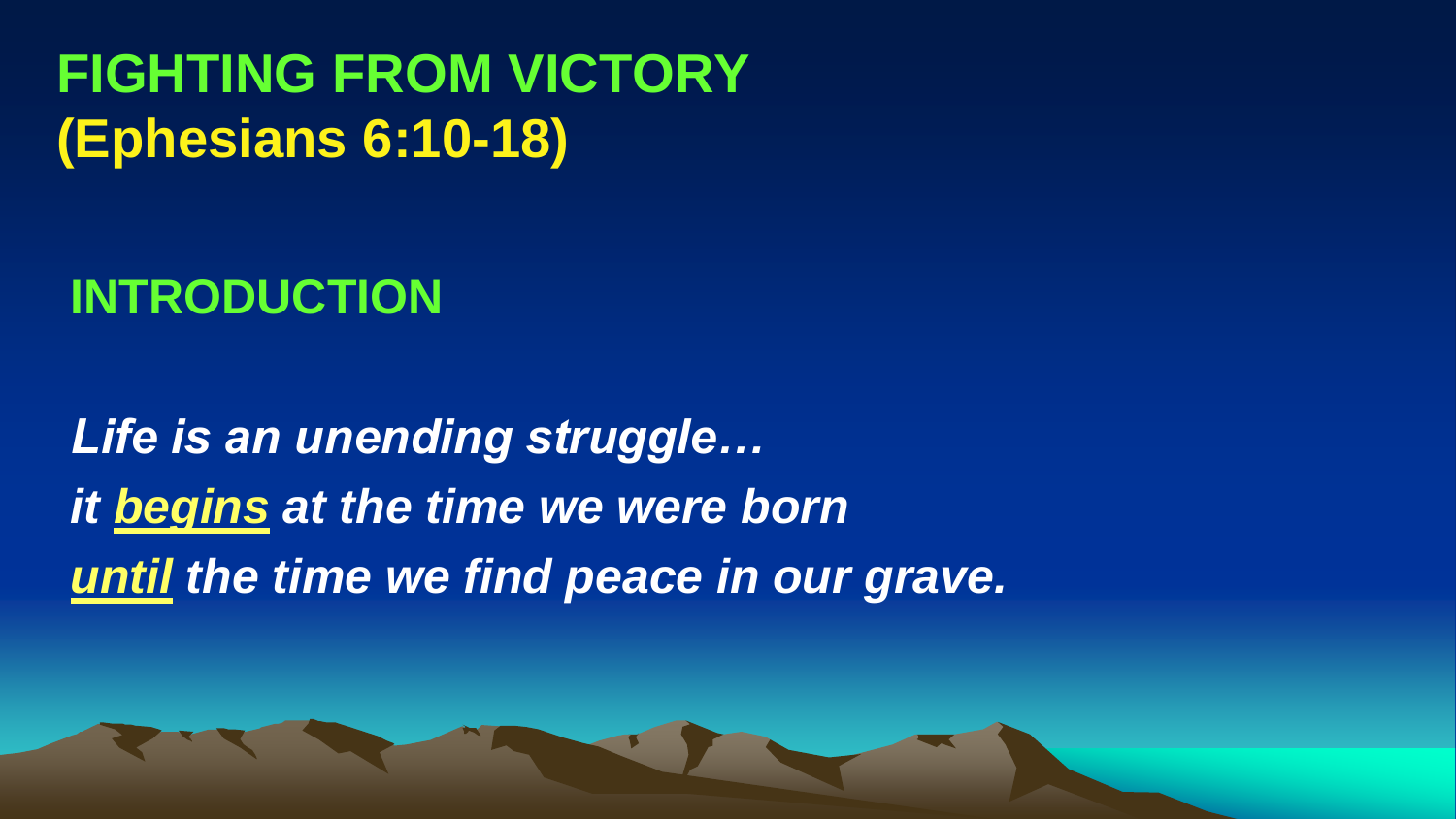# FIGHTING FROM VICTORY
## (Ephesians 6:10-18)

## INTRODUCTION

***Life is an unending struggle…***
***it <u>begins</u> at the time we were born***
***<u>until</u> the time we find peace in our grave.***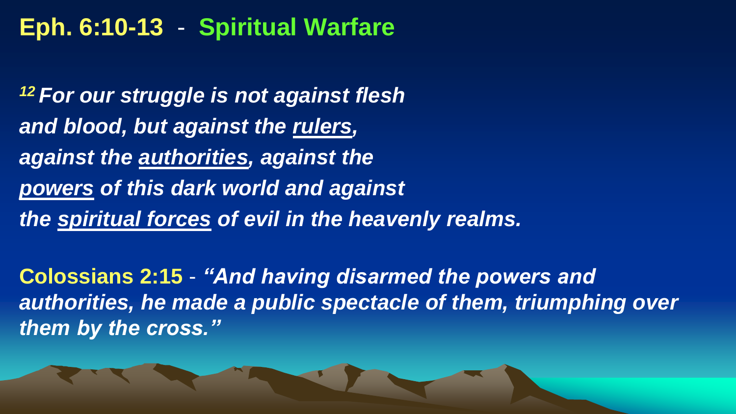## **Eph. 6:10-13** - **Spiritual Warfare**

*[12] For our struggle is not against flesh and blood, but against the <u>rulers</u>, against the <u>authorities</u>, against the <u>powers</u> of this dark world and against the <u>spiritual forces</u> of evil in the heavenly realms.*

**Colossians 2:15** - *"And having disarmed the powers and authorities, he made a public spectacle of them, triumphing over them by the cross."*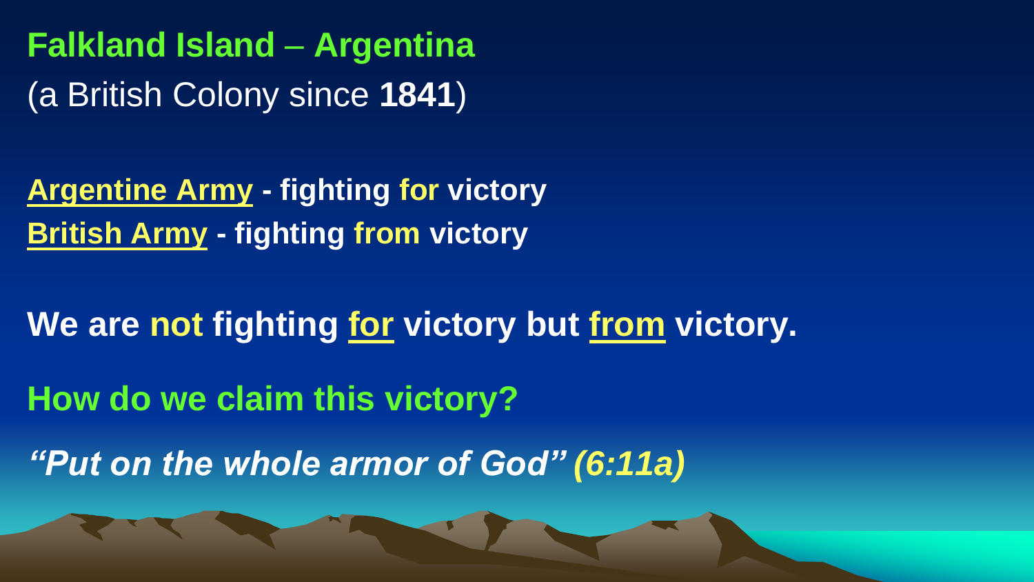**Falkland Island – Argentina**
(a British Colony since **1841**)

**Argentine Army - fighting for victory**
**British Army - fighting from victory**

**We are not fighting for victory but from victory.**

**How do we claim this victory?**

***"Put on the whole armor of God" (6:11a)***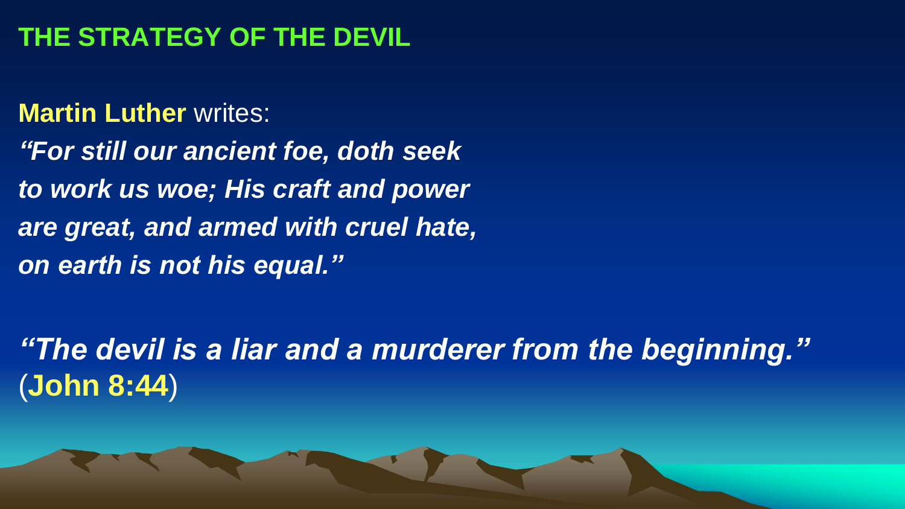# THE STRATEGY OF THE DEVIL

**Martin Luther** writes:

***"For still our ancient foe, doth seek to work us woe; His craft and power are great, and armed with cruel hate, on earth is not his equal."***

***"The devil is a liar and a murderer from the beginning."*** (**John 8:44**)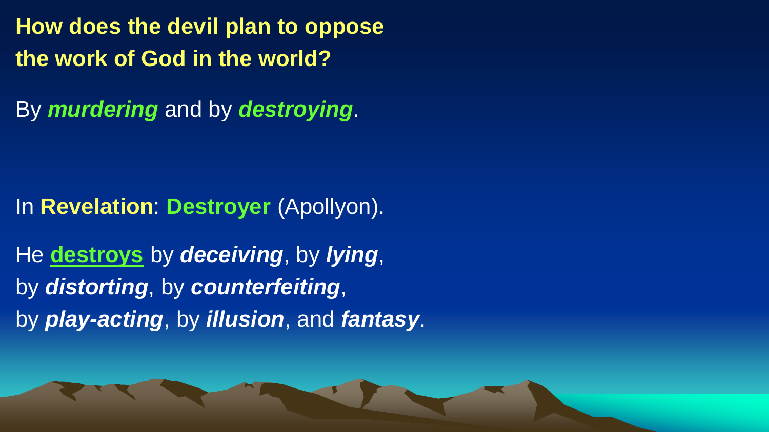**How does the devil plan to oppose the work of God in the world?**

By ***murdering*** and by ***destroying***.

In **Revelation**: **Destroyer** (Apollyon).

He **destroys** by ***deceiving***, by ***lying***,
by ***distorting***, by ***counterfeiting***,
by ***play-acting***, by ***illusion***, and ***fantasy***.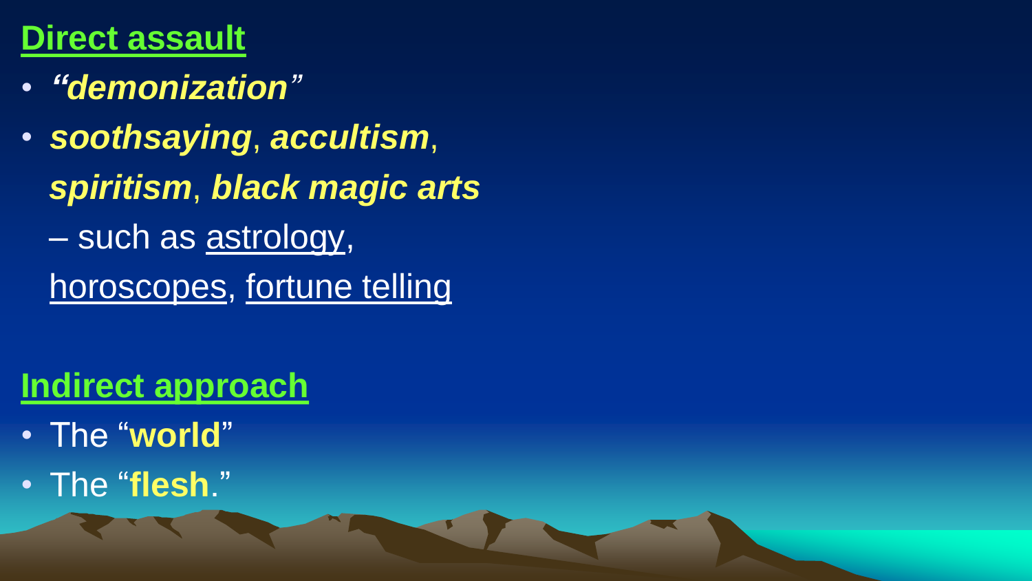## Direct assault

- ***"demonization"***
- ***soothsaying***, ***accultism***, ***spiritism***, ***black magic arts*** – such as astrology, horoscopes, fortune telling

## Indirect approach

- The "**world**"
- The "**flesh**."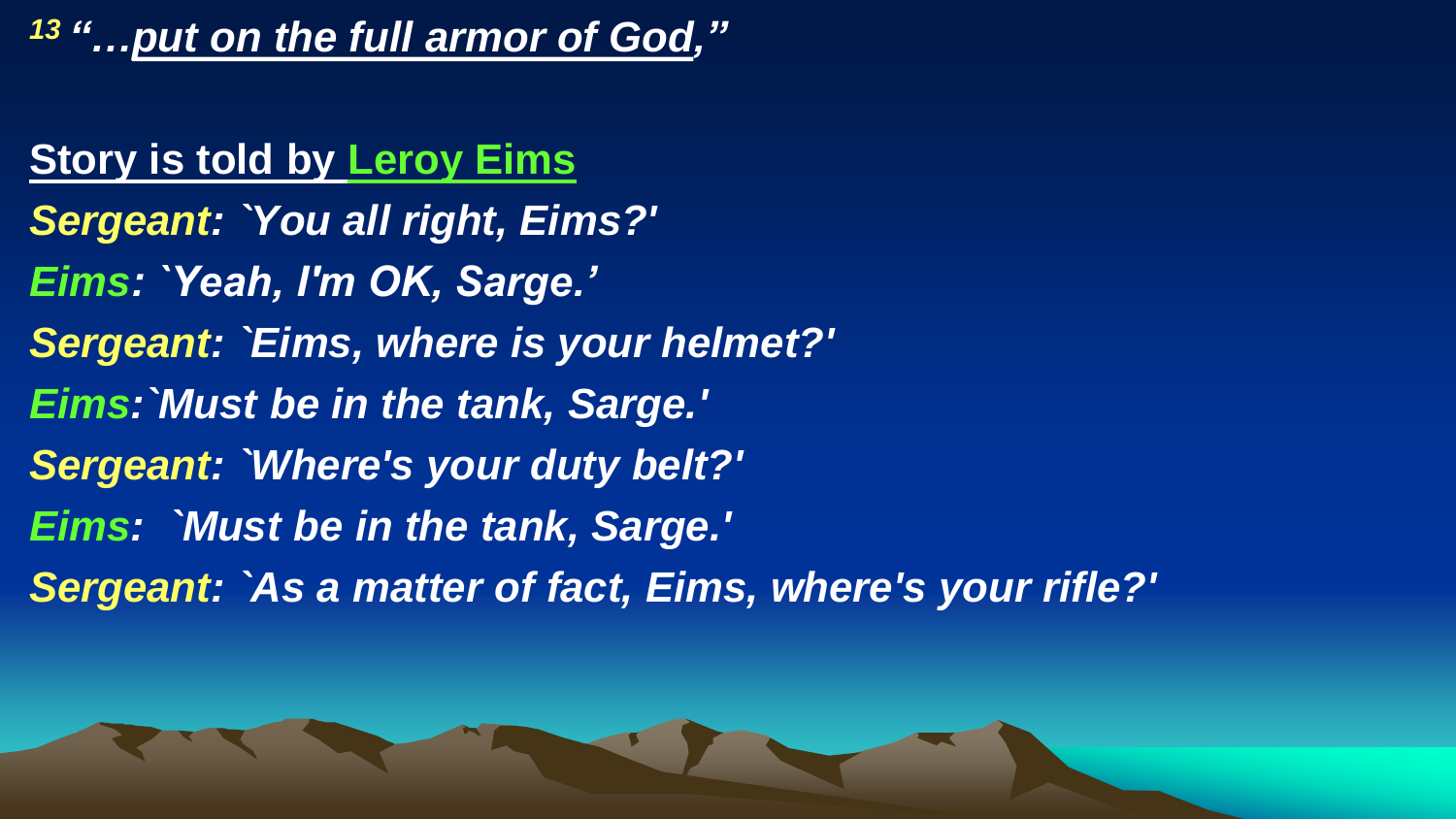[13] ***"…put on the full armor of God,"***

**Story is told by Leroy Eims**

***Sergeant: `You all right, Eims?'***

***Eims: `Yeah, I'm OK, Sarge.'***

***Sergeant: `Eims, where is your helmet?'***

***Eims:`Must be in the tank, Sarge.'***

***Sergeant: `Where's your duty belt?'***

***Eims: `Must be in the tank, Sarge.'***

***Sergeant: `As a matter of fact, Eims, where's your rifle?'***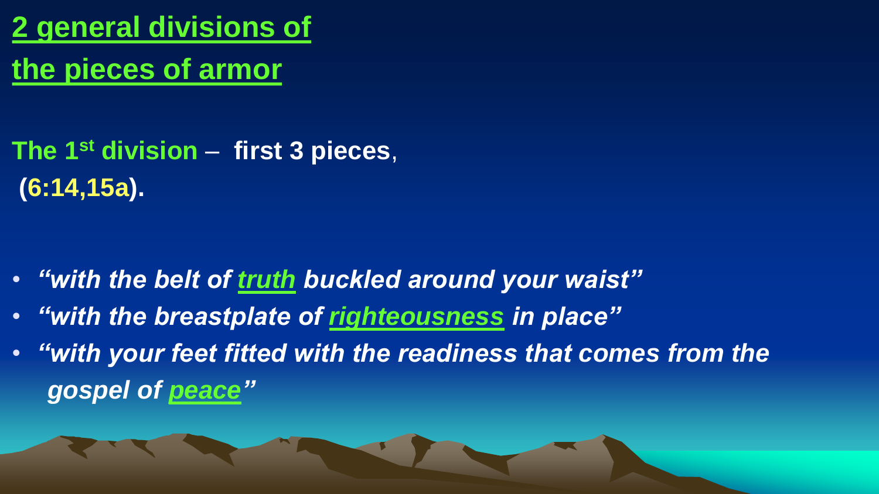# 2 general divisions of the pieces of armor

**The 1st division – first 3 pieces, (6:14,15a).**

- ***"with the belt of truth buckled around your waist"***
- ***"with the breastplate of righteousness in place"***
- ***"with your feet fitted with the readiness that comes from the gospel of peace"***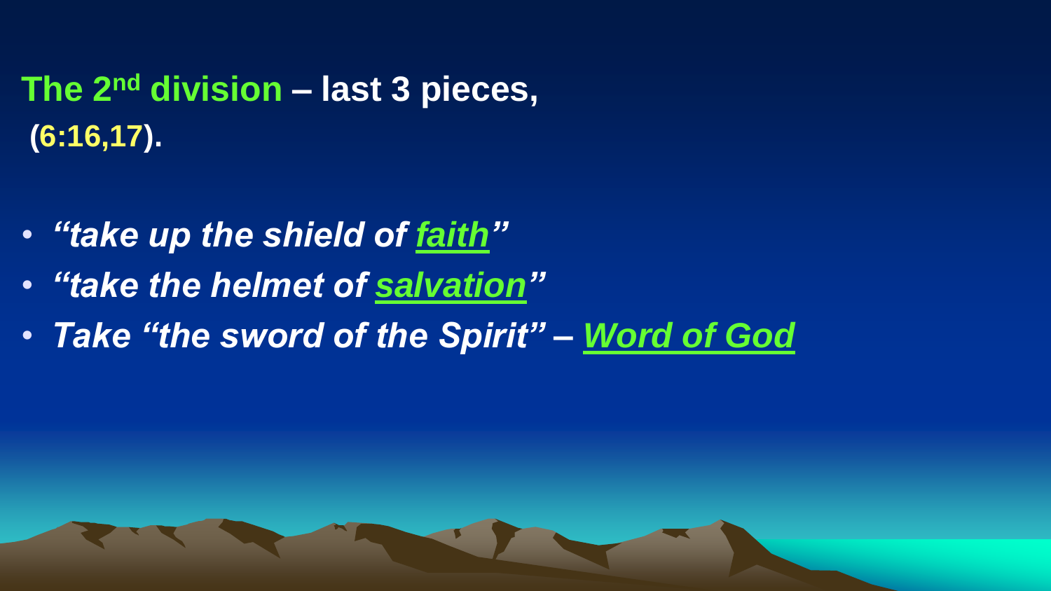**The 2nd division – last 3 pieces,**
**(6:16,17).**

- ***"take up the shield of faith"***
- ***"take the helmet of salvation"***
- ***Take "the sword of the Spirit" – Word of God***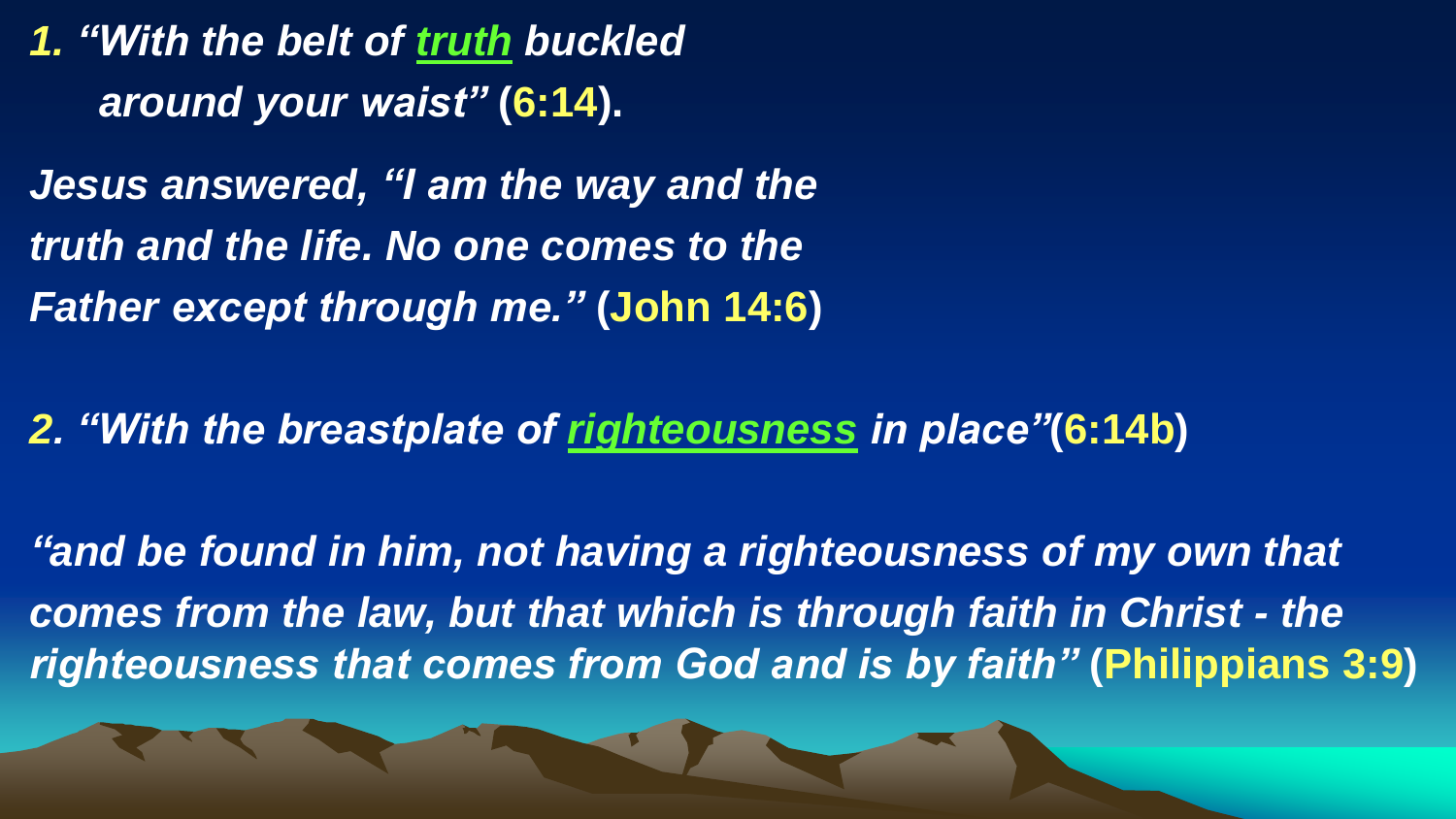*1. "With the belt of **truth** buckled around your waist"* (**6:14**).

*Jesus answered, "I am the way and the truth and the life. No one comes to the Father except through me."* (**John 14:6**)

*2. "With the breastplate of **righteousness** in place"*(**6:14b**)

*"and be found in him, not having a righteousness of my own that comes from the law, but that which is through faith in Christ - the righteousness that comes from God and is by faith"* (**Philippians 3:9**)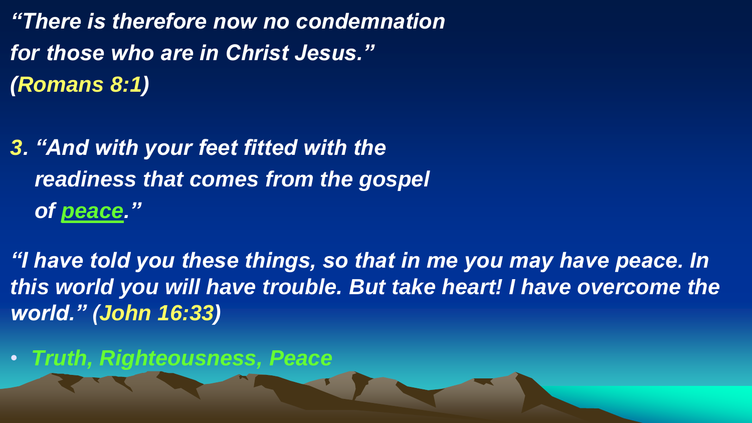*"There is therefore now no condemnation for those who are in Christ Jesus." (**Romans 8:1**)*

3. *"And with your feet fitted with the readiness that comes from the gospel of **peace**."*

*"I have told you these things, so that in me you may have peace. In this world you will have trouble. But take heart! I have overcome the world." (**John 16:33**)*

- ***Truth, Righteousness, Peace***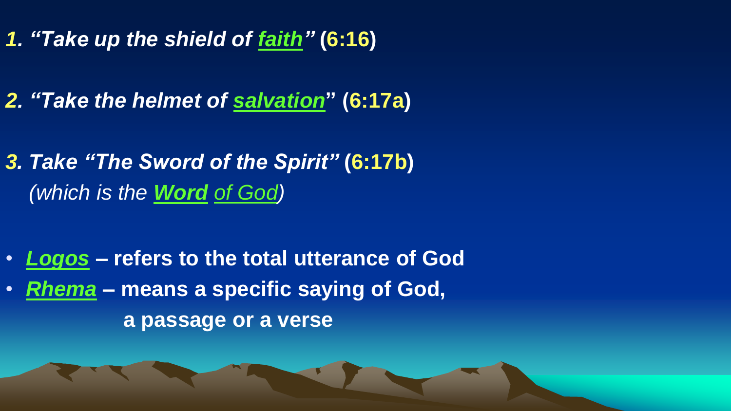*1. “Take up the shield of faith”* **(6:16)**

*2. “Take the helmet of salvation*” **(6:17a)**

*3. Take “The Sword of the Spirit”* **(6:17b)**
*(which is the **Word** of God)*

- ***Logos*** **– refers to the total utterance of God**
- ***Rhema*** **– means a specific saying of God, a passage or a verse**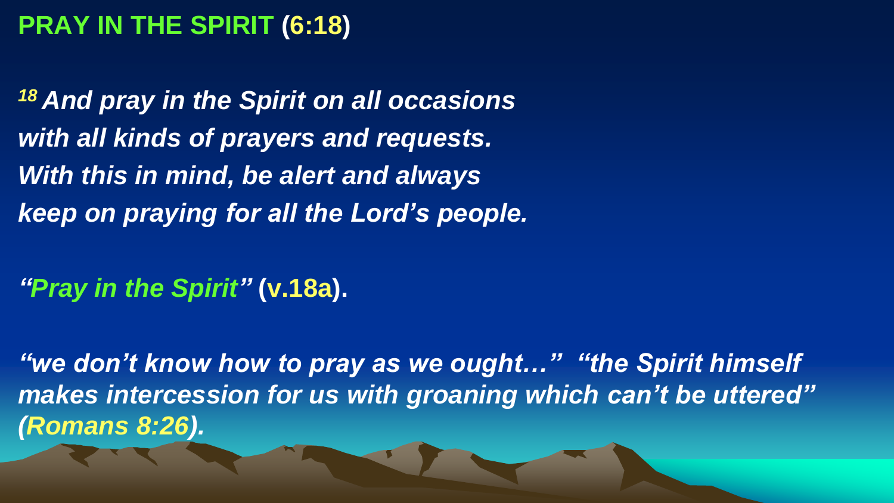# PRAY IN THE SPIRIT (6:18)

***[18] And pray in the Spirit on all occasions with all kinds of prayers and requests. With this in mind, be alert and always keep on praying for all the Lord's people.***

***"Pray in the Spirit"* (v.18a).**

***"we don't know how to pray as we ought…" "the Spirit himself makes intercession for us with groaning which can't be uttered" (Romans 8:26).***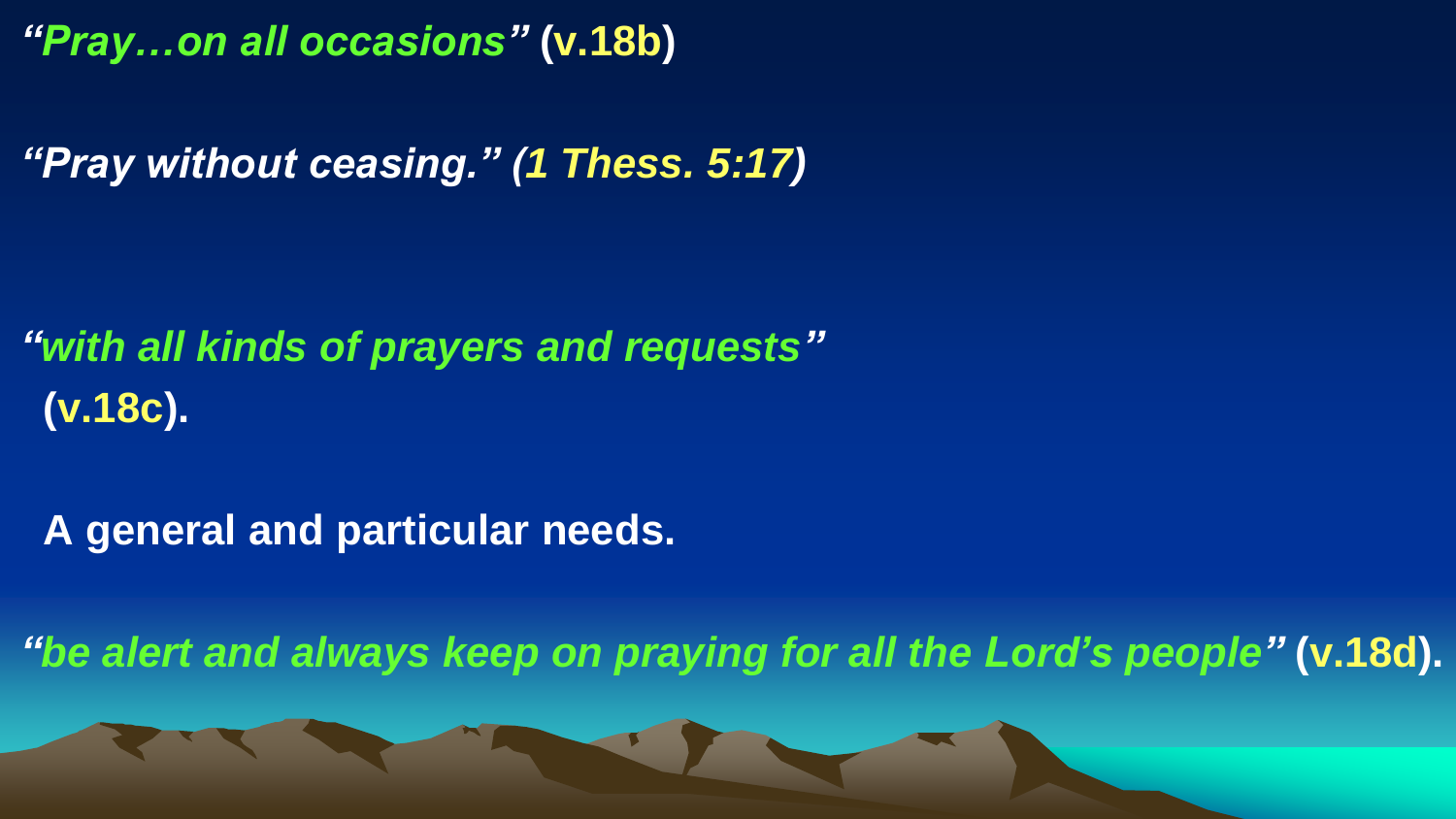*"Pray…on all occasions"* **(v.18b)**

***"Pray without ceasing." (1 Thess. 5:17)***

*"with all kinds of prayers and requests"* **(v.18c).**

**A general and particular needs.**

*"be alert and always keep on praying for all the Lord's people"* **(v.18d).**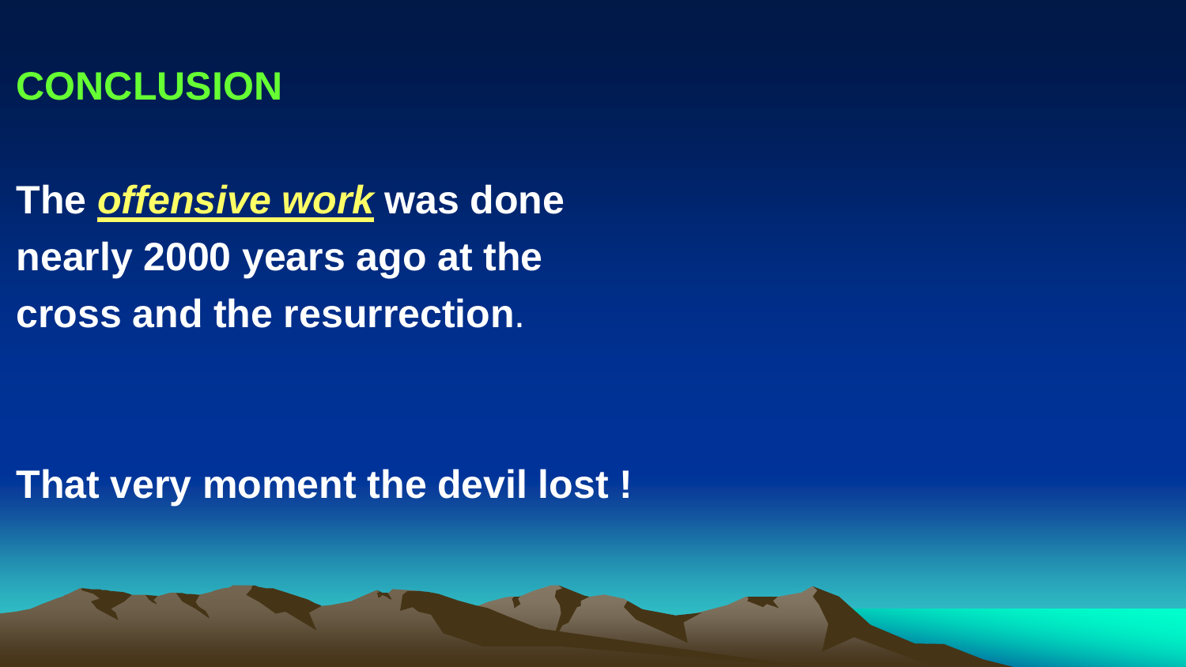# CONCLUSION

**The *offensive work* was done nearly 2000 years ago at the cross and the resurrection.**

**That very moment the devil lost !**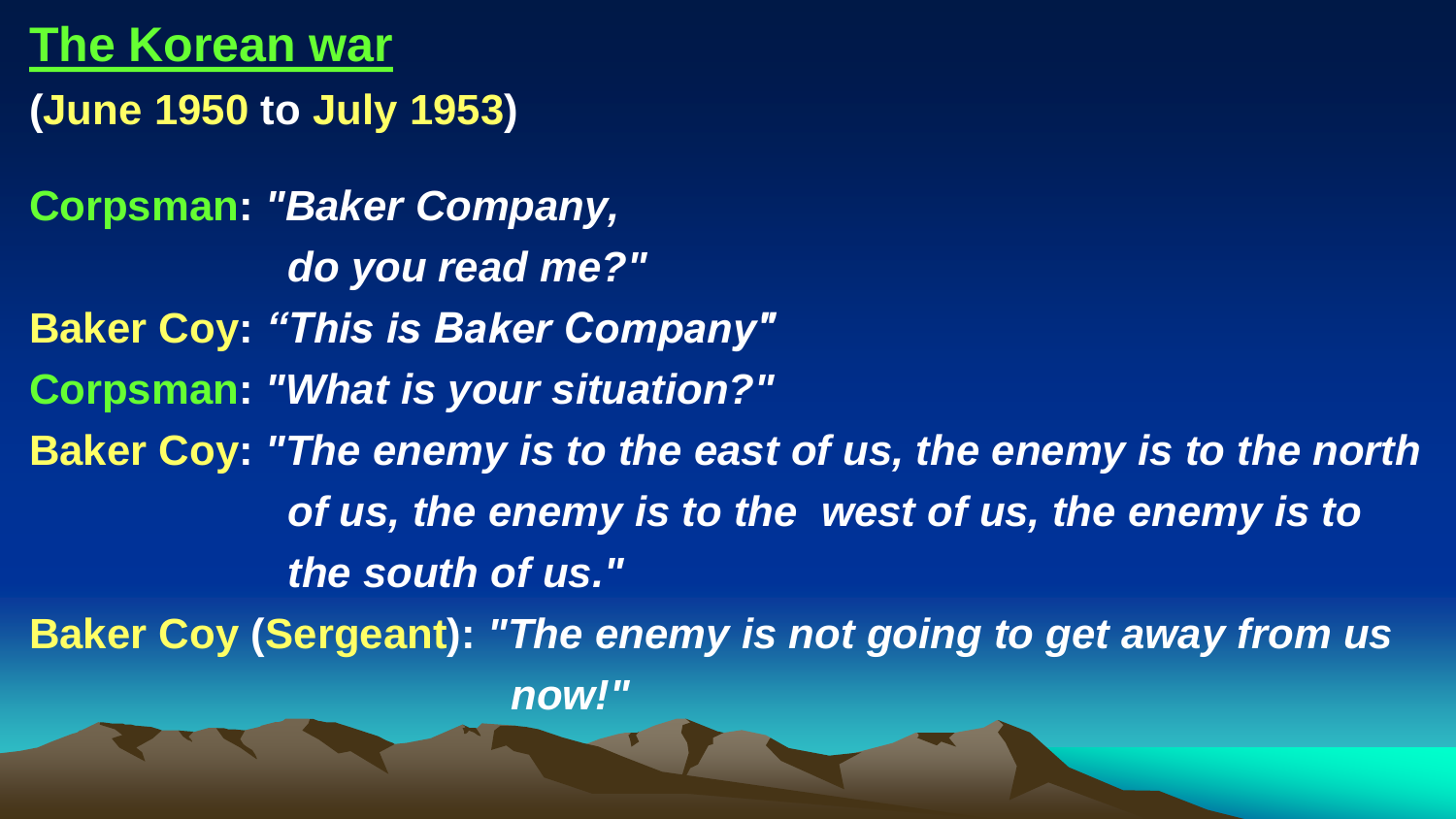# The Korean war

**(June 1950 to July 1953)**

**Corpsman:** ***"Baker Company, do you read me?"***

**Baker Coy:** ***"This is Baker Company"***

**Corpsman:** ***"What is your situation?"***

**Baker Coy:** ***"The enemy is to the east of us, the enemy is to the north of us, the enemy is to the west of us, the enemy is to the south of us."***

**Baker Coy (Sergeant):** ***"The enemy is not going to get away from us now!"***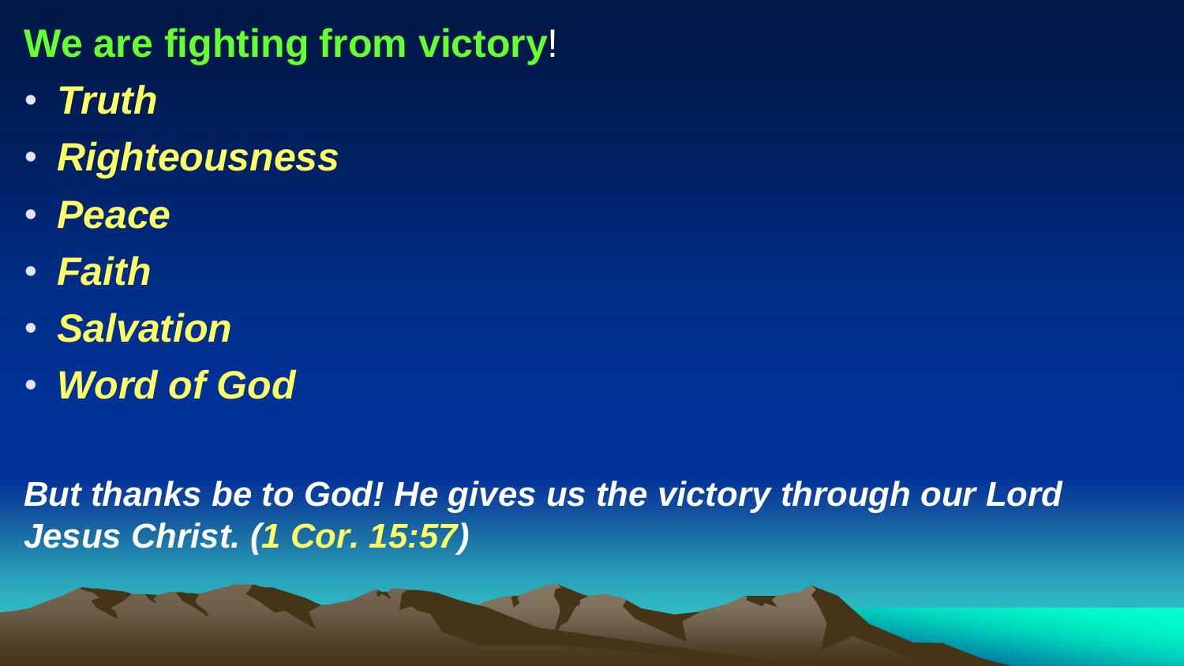# We are fighting from victory!

- ***Truth***
- ***Righteousness***
- ***Peace***
- ***Faith***
- ***Salvation***
- ***Word of God***

***But thanks be to God! He gives us the victory through our Lord Jesus Christ. (1 Cor. 15:57)***